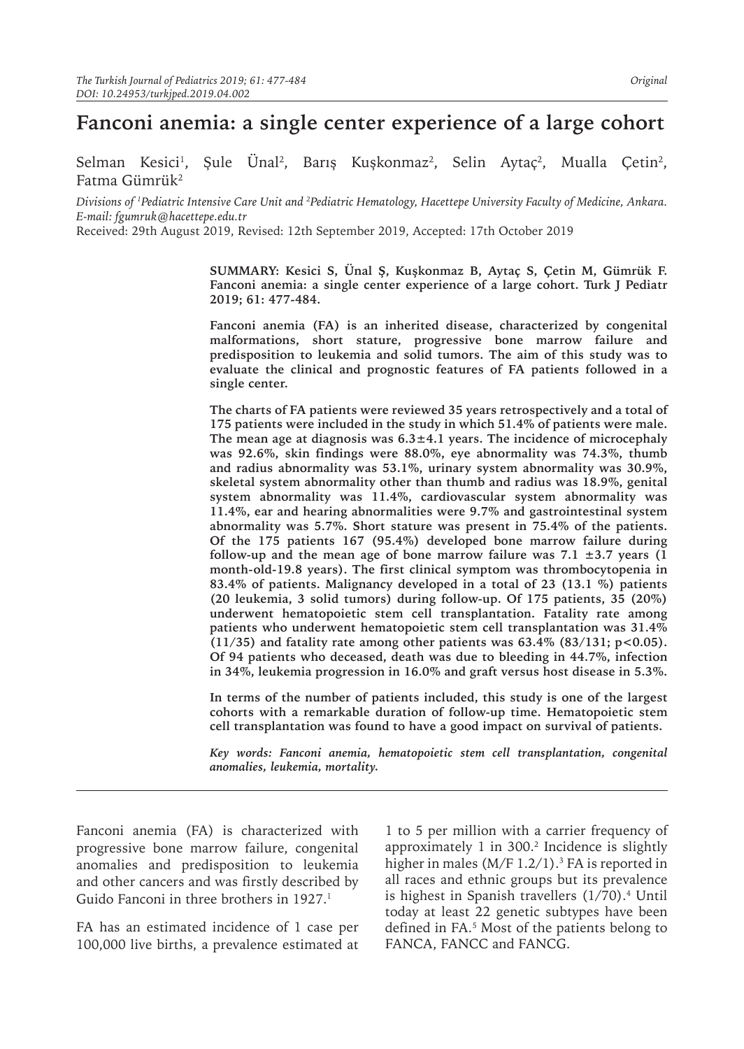# Fanconi anemia: a single center experience of a large cohort

Selman Kesici[1], Şule Ünal[2], Barış Kuşkonmaz[2], Selin Aytaç[2], Mualla Çetin[2], Fatma Gümrük[2]

*Divisions of [1]Pediatric Intensive Care Unit and [2]Pediatric Hematology, Hacettepe University Faculty of Medicine, Ankara. E-mail: fgumruk@hacettepe.edu.tr*

Received: 29th August 2019, Revised: 12th September 2019, Accepted: 17th October 2019

**SUMMARY: Kesici S, Ünal Ş, Kuşkonmaz B, Aytaç S, Çetin M, Gümrük F. Fanconi anemia: a single center experience of a large cohort. Turk J Pediatr 2019; 61: 477-484.**

**Fanconi anemia (FA) is an inherited disease, characterized by congenital malformations, short stature, progressive bone marrow failure and predisposition to leukemia and solid tumors. The aim of this study was to evaluate the clinical and prognostic features of FA patients followed in a single center.**

**The charts of FA patients were reviewed 35 years retrospectively and a total of 175 patients were included in the study in which 51.4% of patients were male. The mean age at diagnosis was 6.3±4.1 years. The incidence of microcephaly was 92.6%, skin findings were 88.0%, eye abnormality was 74.3%, thumb and radius abnormality was 53.1%, urinary system abnormality was 30.9%, skeletal system abnormality other than thumb and radius was 18.9%, genital system abnormality was 11.4%, cardiovascular system abnormality was 11.4%, ear and hearing abnormalities were 9.7% and gastrointestinal system abnormality was 5.7%. Short stature was present in 75.4% of the patients. Of the 175 patients 167 (95.4%) developed bone marrow failure during follow-up and the mean age of bone marrow failure was 7.1 ±3.7 years (1 month-old-19.8 years). The first clinical symptom was thrombocytopenia in 83.4% of patients. Malignancy developed in a total of 23 (13.1 %) patients (20 leukemia, 3 solid tumors) during follow-up. Of 175 patients, 35 (20%) underwent hematopoietic stem cell transplantation. Fatality rate among patients who underwent hematopoietic stem cell transplantation was 31.4% (11/35) and fatality rate among other patients was 63.4% (83/131; $p<0.05$). Of 94 patients who deceased, death was due to bleeding in 44.7%, infection in 34%, leukemia progression in 16.0% and graft versus host disease in 5.3%.**

**In terms of the number of patients included, this study is one of the largest cohorts with a remarkable duration of follow-up time. Hematopoietic stem cell transplantation was found to have a good impact on survival of patients.**

***Key words: Fanconi anemia, hematopoietic stem cell transplantation, congenital anomalies, leukemia, mortality.***

Fanconi anemia (FA) is characterized with progressive bone marrow failure, congenital anomalies and predisposition to leukemia and other cancers and was firstly described by Guido Fanconi in three brothers in 1927.[1]

FA has an estimated incidence of 1 case per 100,000 live births, a prevalence estimated at 1 to 5 per million with a carrier frequency of approximately 1 in 300.[2] Incidence is slightly higher in males (M/F 1.2/1).[3] FA is reported in all races and ethnic groups but its prevalence is highest in Spanish travellers (1/70).[4] Until today at least 22 genetic subtypes have been defined in FA.[5] Most of the patients belong to FANCA, FANCC and FANCG.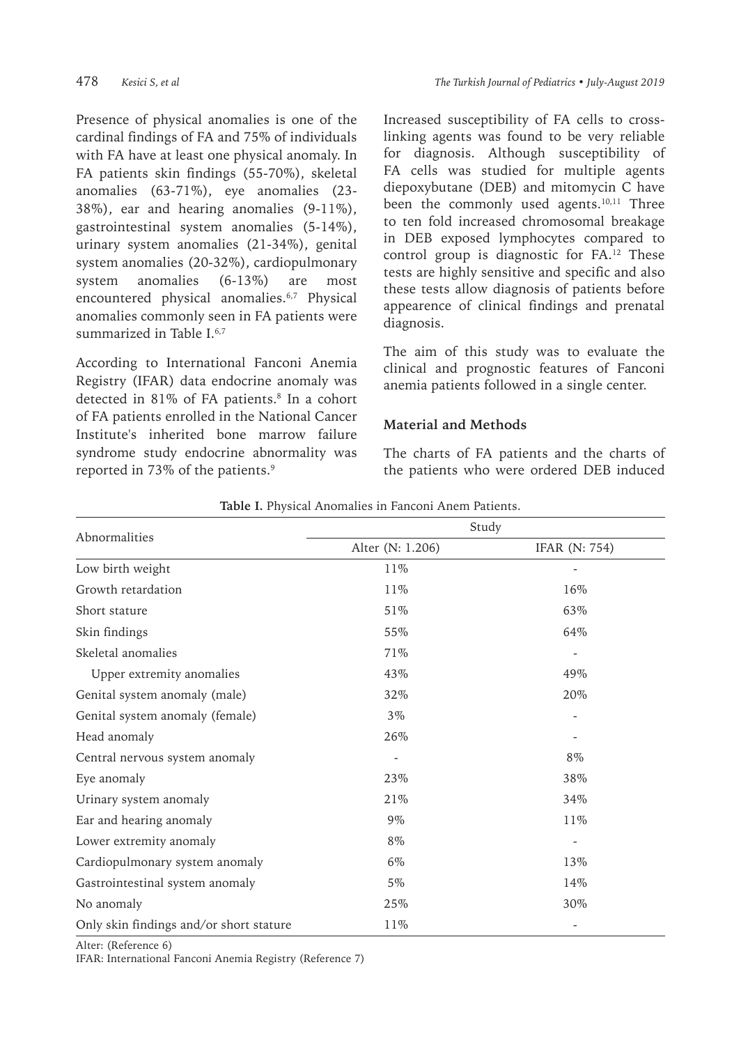Presence of physical anomalies is one of the cardinal findings of FA and 75% of individuals with FA have at least one physical anomaly. In FA patients skin findings (55-70%), skeletal anomalies (63-71%), eye anomalies (23-38%), ear and hearing anomalies (9-11%), gastrointestinal system anomalies (5-14%), urinary system anomalies (21-34%), genital system anomalies (20-32%), cardiopulmonary system anomalies (6-13%) are most encountered physical anomalies.[6,7] Physical anomalies commonly seen in FA patients were summarized in Table I.[6,7]

According to International Fanconi Anemia Registry (IFAR) data endocrine anomaly was detected in 81% of FA patients.[8] In a cohort of FA patients enrolled in the National Cancer Institute's inherited bone marrow failure syndrome study endocrine abnormality was reported in 73% of the patients.[9]

Increased susceptibility of FA cells to cross-linking agents was found to be very reliable for diagnosis. Although susceptibility of FA cells was studied for multiple agents diepoxybutane (DEB) and mitomycin C have been the commonly used agents.[10,11] Three to ten fold increased chromosomal breakage in DEB exposed lymphocytes compared to control group is diagnostic for FA.[12] These tests are highly sensitive and specific and also these tests allow diagnosis of patients before appearence of clinical findings and prenatal diagnosis.

The aim of this study was to evaluate the clinical and prognostic features of Fanconi anemia patients followed in a single center.

## Material and Methods

The charts of FA patients and the charts of the patients who were ordered DEB induced

**Table I.** Physical Anomalies in Fanconi Anem Patients.

| Abnormalities | Study | |
|---|---|---|
| | Alter (N: 1.206) | IFAR (N: 754) |
| Low birth weight | 11% | - |
| Growth retardation | 11% | 16% |
| Short stature | 51% | 63% |
| Skin findings | 55% | 64% |
| Skeletal anomalies | 71% | - |
| Upper extremity anomalies | 43% | 49% |
| Genital system anomaly (male) | 32% | 20% |
| Genital system anomaly (female) | 3% | - |
| Head anomaly | 26% | - |
| Central nervous system anomaly | - | 8% |
| Eye anomaly | 23% | 38% |
| Urinary system anomaly | 21% | 34% |
| Ear and hearing anomaly | 9% | 11% |
| Lower extremity anomaly | 8% | - |
| Cardiopulmonary system anomaly | 6% | 13% |
| Gastrointestinal system anomaly | 5% | 14% |
| No anomaly | 25% | 30% |
| Only skin findings and/or short stature | 11% | - |

Alter: (Reference 6)
IFAR: International Fanconi Anemia Registry (Reference 7)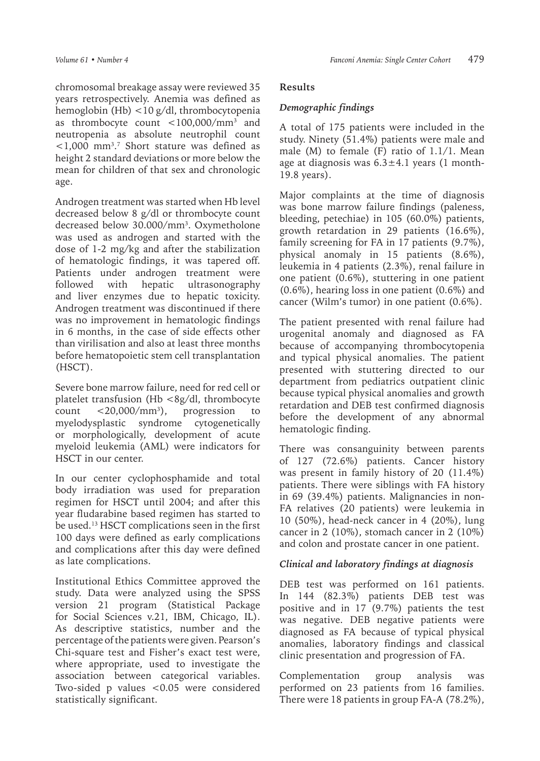chromosomal breakage assay were reviewed 35 years retrospectively. Anemia was defined as hemoglobin (Hb) <10 g/dl, thrombocytopenia as thrombocyte count $<100{,}000/mm^3$ and neutropenia as absolute neutrophil count $<1{,}000$ $mm^3$.[7] Short stature was defined as height 2 standard deviations or more below the mean for children of that sex and chronologic age.

Androgen treatment was started when Hb level decreased below 8 g/dl or thrombocyte count decreased below $30.000/mm^3$. Oxymetholone was used as androgen and started with the dose of 1-2 mg/kg and after the stabilization of hematologic findings, it was tapered off. Patients under androgen treatment were followed with hepatic ultrasonography and liver enzymes due to hepatic toxicity. Androgen treatment was discontinued if there was no improvement in hematologic findings in 6 months, in the case of side effects other than virilisation and also at least three months before hematopoietic stem cell transplantation (HSCT).

Severe bone marrow failure, need for red cell or platelet transfusion (Hb <8g/dl, thrombocyte count $<20{,}000/mm^3$), progression to myelodysplastic syndrome cytogenetically or morphologically, development of acute myeloid leukemia (AML) were indicators for HSCT in our center.

In our center cyclophosphamide and total body irradiation was used for preparation regimen for HSCT until 2004; and after this year fludarabine based regimen has started to be used.[13] HSCT complications seen in the first 100 days were defined as early complications and complications after this day were defined as late complications.

Institutional Ethics Committee approved the study. Data were analyzed using the SPSS version 21 program (Statistical Package for Social Sciences v.21, IBM, Chicago, IL). As descriptive statistics, number and the percentage of the patients were given. Pearson's Chi-square test and Fisher's exact test were, where appropriate, used to investigate the association between categorical variables. Two-sided p values $<0.05$ were considered statistically significant.

## Results

### *Demographic findings*

A total of 175 patients were included in the study. Ninety (51.4%) patients were male and male (M) to female (F) ratio of 1.1/1. Mean age at diagnosis was $6.3 \pm 4.1$ years (1 month-19.8 years).

Major complaints at the time of diagnosis was bone marrow failure findings (paleness, bleeding, petechiae) in 105 (60.0%) patients, growth retardation in 29 patients (16.6%), family screening for FA in 17 patients (9.7%), physical anomaly in 15 patients (8.6%), leukemia in 4 patients (2.3%), renal failure in one patient (0.6%), stuttering in one patient (0.6%), hearing loss in one patient (0.6%) and cancer (Wilm's tumor) in one patient (0.6%).

The patient presented with renal failure had urogenital anomaly and diagnosed as FA because of accompanying thrombocytopenia and typical physical anomalies. The patient presented with stuttering directed to our department from pediatrics outpatient clinic because typical physical anomalies and growth retardation and DEB test confirmed diagnosis before the development of any abnormal hematologic finding.

There was consanguinity between parents of 127 (72.6%) patients. Cancer history was present in family history of 20 (11.4%) patients. There were siblings with FA history in 69 (39.4%) patients. Malignancies in non-FA relatives (20 patients) were leukemia in 10 (50%), head-neck cancer in 4 (20%), lung cancer in 2 (10%), stomach cancer in 2 (10%) and colon and prostate cancer in one patient.

### *Clinical and laboratory findings at diagnosis*

DEB test was performed on 161 patients. In 144 (82.3%) patients DEB test was positive and in 17 (9.7%) patients the test was negative. DEB negative patients were diagnosed as FA because of typical physical anomalies, laboratory findings and classical clinic presentation and progression of FA.

Complementation group analysis was performed on 23 patients from 16 families. There were 18 patients in group FA-A (78.2%),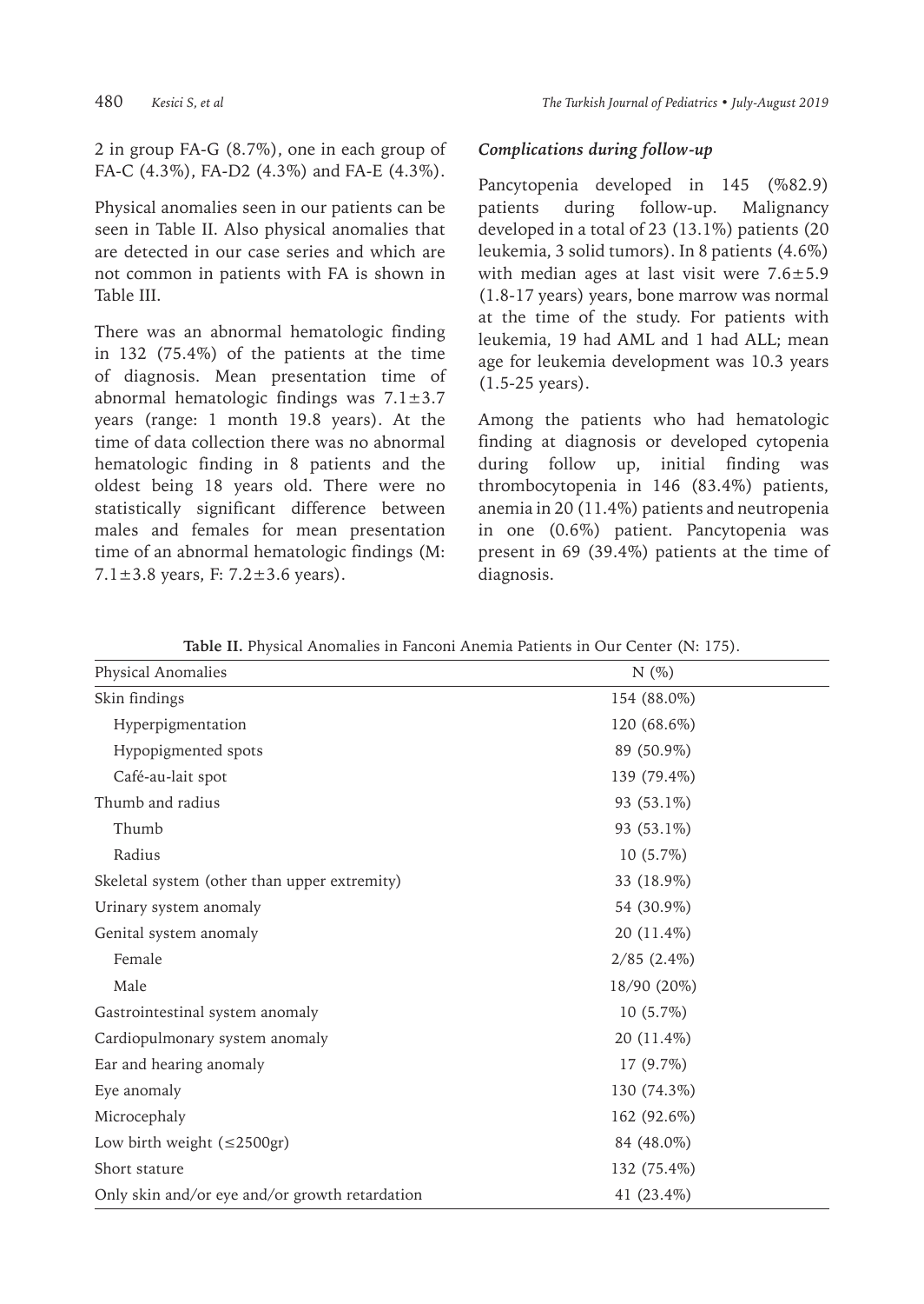2 in group FA-G (8.7%), one in each group of FA-C (4.3%), FA-D2 (4.3%) and FA-E (4.3%).

Physical anomalies seen in our patients can be seen in Table II. Also physical anomalies that are detected in our case series and which are not common in patients with FA is shown in Table III.

There was an abnormal hematologic finding in 132 (75.4%) of the patients at the time of diagnosis. Mean presentation time of abnormal hematologic findings was 7.1±3.7 years (range: 1 month 19.8 years). At the time of data collection there was no abnormal hematologic finding in 8 patients and the oldest being 18 years old. There were no statistically significant difference between males and females for mean presentation time of an abnormal hematologic findings (M: 7.1±3.8 years, F: 7.2±3.6 years).

### *Complications during follow-up*

Pancytopenia developed in 145 (%82.9) patients during follow-up. Malignancy developed in a total of 23 (13.1%) patients (20 leukemia, 3 solid tumors). In 8 patients (4.6%) with median ages at last visit were 7.6±5.9 (1.8-17 years) years, bone marrow was normal at the time of the study. For patients with leukemia, 19 had AML and 1 had ALL; mean age for leukemia development was 10.3 years (1.5-25 years).

Among the patients who had hematologic finding at diagnosis or developed cytopenia during follow up, initial finding was thrombocytopenia in 146 (83.4%) patients, anemia in 20 (11.4%) patients and neutropenia in one (0.6%) patient. Pancytopenia was present in 69 (39.4%) patients at the time of diagnosis.

**Table II.** Physical Anomalies in Fanconi Anemia Patients in Our Center (N: 175).

| Physical Anomalies | N (%) |
|---|---|
| Skin findings | 154 (88.0%) |
| Hyperpigmentation | 120 (68.6%) |
| Hypopigmented spots | 89 (50.9%) |
| Café-au-lait spot | 139 (79.4%) |
| Thumb and radius | 93 (53.1%) |
| Thumb | 93 (53.1%) |
| Radius | 10 (5.7%) |
| Skeletal system (other than upper extremity) | 33 (18.9%) |
| Urinary system anomaly | 54 (30.9%) |
| Genital system anomaly | 20 (11.4%) |
| Female | 2/85 (2.4%) |
| Male | 18/90 (20%) |
| Gastrointestinal system anomaly | 10 (5.7%) |
| Cardiopulmonary system anomaly | 20 (11.4%) |
| Ear and hearing anomaly | 17 (9.7%) |
| Eye anomaly | 130 (74.3%) |
| Microcephaly | 162 (92.6%) |
| Low birth weight (≤2500gr) | 84 (48.0%) |
| Short stature | 132 (75.4%) |
| Only skin and/or eye and/or growth retardation | 41 (23.4%) |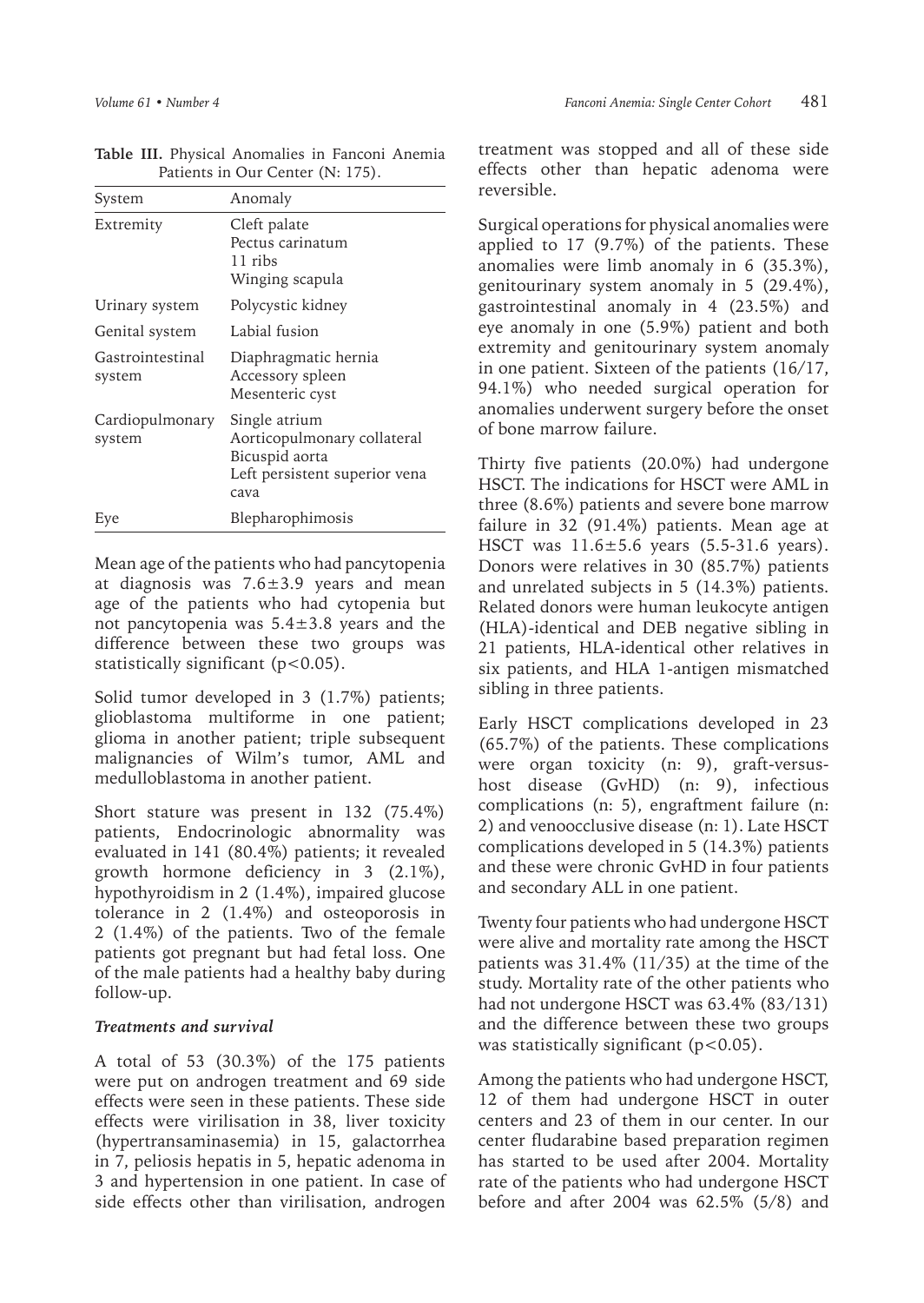**Table III.** Physical Anomalies in Fanconi Anemia Patients in Our Center (N: 175).

| System | Anomaly |
|---|---|
| Extremity | Cleft palate<br>Pectus carinatum<br>11 ribs<br>Winging scapula |
| Urinary system | Polycystic kidney |
| Genital system | Labial fusion |
| Gastrointestinal system | Diaphragmatic hernia<br>Accessory spleen<br>Mesenteric cyst |
| Cardiopulmonary system | Single atrium<br>Aorticopulmonary collateral<br>Bicuspid aorta<br>Left persistent superior vena cava |
| Eye | Blepharophimosis |

Mean age of the patients who had pancytopenia at diagnosis was 7.6±3.9 years and mean age of the patients who had cytopenia but not pancytopenia was 5.4±3.8 years and the difference between these two groups was statistically significant ($p<0.05$).

Solid tumor developed in 3 (1.7%) patients; glioblastoma multiforme in one patient; glioma in another patient; triple subsequent malignancies of Wilm's tumor, AML and medulloblastoma in another patient.

Short stature was present in 132 (75.4%) patients, Endocrinologic abnormality was evaluated in 141 (80.4%) patients; it revealed growth hormone deficiency in 3 (2.1%), hypothyroidism in 2 (1.4%), impaired glucose tolerance in 2 (1.4%) and osteoporosis in 2 (1.4%) of the patients. Two of the female patients got pregnant but had fetal loss. One of the male patients had a healthy baby during follow-up.

### *Treatments and survival*

A total of 53 (30.3%) of the 175 patients were put on androgen treatment and 69 side effects were seen in these patients. These side effects were virilisation in 38, liver toxicity (hypertransaminasemia) in 15, galactorrhea in 7, peliosis hepatis in 5, hepatic adenoma in 3 and hypertension in one patient. In case of side effects other than virilisation, androgen treatment was stopped and all of these side effects other than hepatic adenoma were reversible.

Surgical operations for physical anomalies were applied to 17 (9.7%) of the patients. These anomalies were limb anomaly in 6 (35.3%), genitourinary system anomaly in 5 (29.4%), gastrointestinal anomaly in 4 (23.5%) and eye anomaly in one (5.9%) patient and both extremity and genitourinary system anomaly in one patient. Sixteen of the patients (16/17, 94.1%) who needed surgical operation for anomalies underwent surgery before the onset of bone marrow failure.

Thirty five patients (20.0%) had undergone HSCT. The indications for HSCT were AML in three (8.6%) patients and severe bone marrow failure in 32 (91.4%) patients. Mean age at HSCT was 11.6±5.6 years (5.5-31.6 years). Donors were relatives in 30 (85.7%) patients and unrelated subjects in 5 (14.3%) patients. Related donors were human leukocyte antigen (HLA)-identical and DEB negative sibling in 21 patients, HLA-identical other relatives in six patients, and HLA 1-antigen mismatched sibling in three patients.

Early HSCT complications developed in 23 (65.7%) of the patients. These complications were organ toxicity (n: 9), graft-versus-host disease (GvHD) (n: 9), infectious complications (n: 5), engraftment failure (n: 2) and venoocclusive disease (n: 1). Late HSCT complications developed in 5 (14.3%) patients and these were chronic GvHD in four patients and secondary ALL in one patient.

Twenty four patients who had undergone HSCT were alive and mortality rate among the HSCT patients was 31.4% (11/35) at the time of the study. Mortality rate of the other patients who had not undergone HSCT was 63.4% (83/131) and the difference between these two groups was statistically significant ($p<0.05$).

Among the patients who had undergone HSCT, 12 of them had undergone HSCT in outer centers and 23 of them in our center. In our center fludarabine based preparation regimen has started to be used after 2004. Mortality rate of the patients who had undergone HSCT before and after 2004 was 62.5% (5/8) and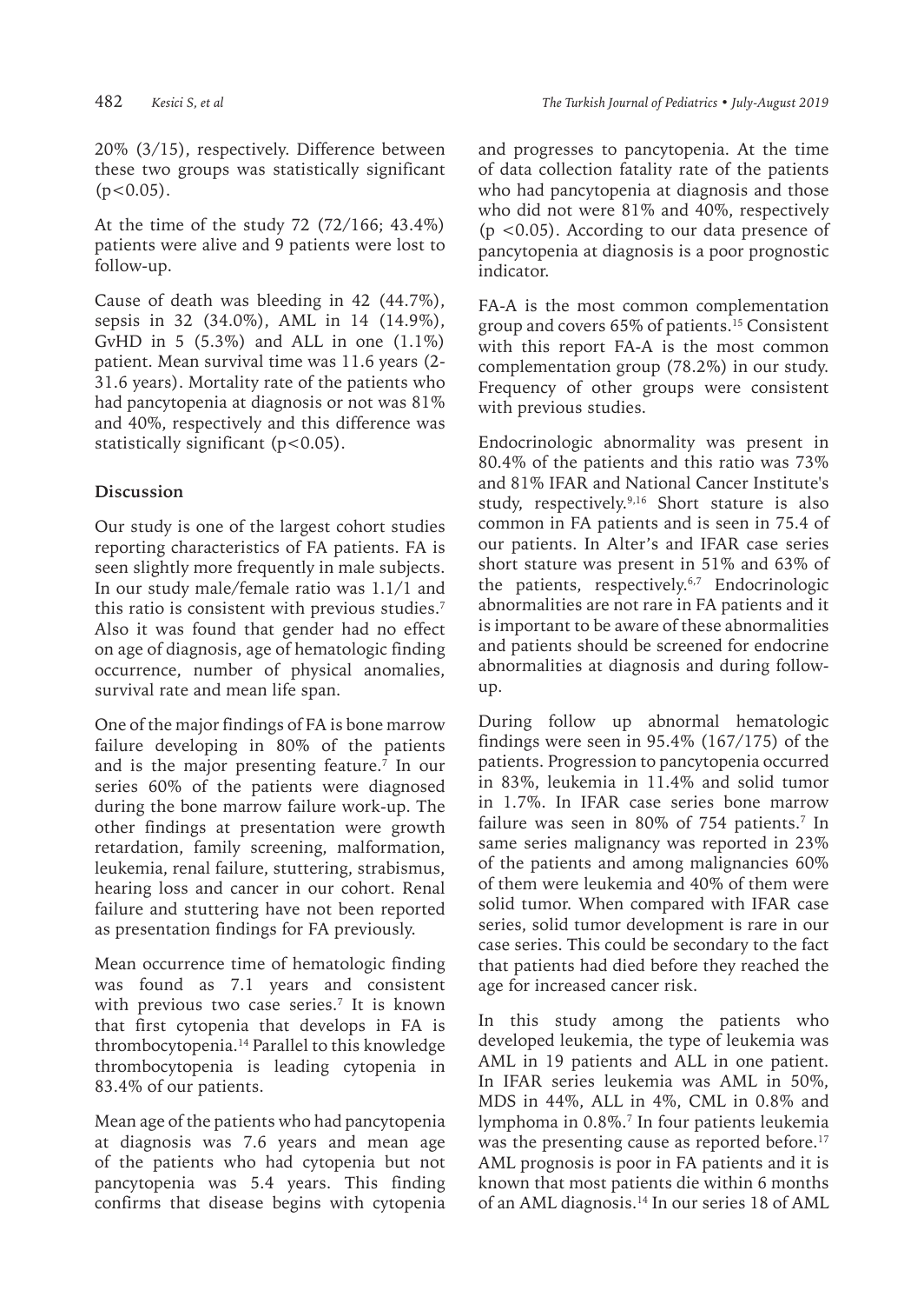20% (3/15), respectively. Difference between these two groups was statistically significant ($p<0.05$).

At the time of the study 72 (72/166; 43.4%) patients were alive and 9 patients were lost to follow-up.

Cause of death was bleeding in 42 (44.7%), sepsis in 32 (34.0%), AML in 14 (14.9%), GvHD in 5 (5.3%) and ALL in one (1.1%) patient. Mean survival time was 11.6 years (2-31.6 years). Mortality rate of the patients who had pancytopenia at diagnosis or not was 81% and 40%, respectively and this difference was statistically significant ($p<0.05$).

## Discussion

Our study is one of the largest cohort studies reporting characteristics of FA patients. FA is seen slightly more frequently in male subjects. In our study male/female ratio was 1.1/1 and this ratio is consistent with previous studies.[7] Also it was found that gender had no effect on age of diagnosis, age of hematologic finding occurrence, number of physical anomalies, survival rate and mean life span.

One of the major findings of FA is bone marrow failure developing in 80% of the patients and is the major presenting feature.[7] In our series 60% of the patients were diagnosed during the bone marrow failure work-up. The other findings at presentation were growth retardation, family screening, malformation, leukemia, renal failure, stuttering, strabismus, hearing loss and cancer in our cohort. Renal failure and stuttering have not been reported as presentation findings for FA previously.

Mean occurrence time of hematologic finding was found as 7.1 years and consistent with previous two case series.[7] It is known that first cytopenia that develops in FA is thrombocytopenia.[14] Parallel to this knowledge thrombocytopenia is leading cytopenia in 83.4% of our patients.

Mean age of the patients who had pancytopenia at diagnosis was 7.6 years and mean age of the patients who had cytopenia but not pancytopenia was 5.4 years. This finding confirms that disease begins with cytopenia and progresses to pancytopenia. At the time of data collection fatality rate of the patients who had pancytopenia at diagnosis and those who did not were 81% and 40%, respectively ($p<0.05$). According to our data presence of pancytopenia at diagnosis is a poor prognostic indicator.

FA-A is the most common complementation group and covers 65% of patients.[15] Consistent with this report FA-A is the most common complementation group (78.2%) in our study. Frequency of other groups were consistent with previous studies.

Endocrinologic abnormality was present in 80.4% of the patients and this ratio was 73% and 81% IFAR and National Cancer Institute's study, respectively.[9,16] Short stature is also common in FA patients and is seen in 75.4 of our patients. In Alter's and IFAR case series short stature was present in 51% and 63% of the patients, respectively.[6,7] Endocrinologic abnormalities are not rare in FA patients and it is important to be aware of these abnormalities and patients should be screened for endocrine abnormalities at diagnosis and during follow-up.

During follow up abnormal hematologic findings were seen in 95.4% (167/175) of the patients. Progression to pancytopenia occurred in 83%, leukemia in 11.4% and solid tumor in 1.7%. In IFAR case series bone marrow failure was seen in 80% of 754 patients.[7] In same series malignancy was reported in 23% of the patients and among malignancies 60% of them were leukemia and 40% of them were solid tumor. When compared with IFAR case series, solid tumor development is rare in our case series. This could be secondary to the fact that patients had died before they reached the age for increased cancer risk.

In this study among the patients who developed leukemia, the type of leukemia was AML in 19 patients and ALL in one patient. In IFAR series leukemia was AML in 50%, MDS in 44%, ALL in 4%, CML in 0.8% and lymphoma in 0.8%.[7] In four patients leukemia was the presenting cause as reported before.[17] AML prognosis is poor in FA patients and it is known that most patients die within 6 months of an AML diagnosis.[14] In our series 18 of AML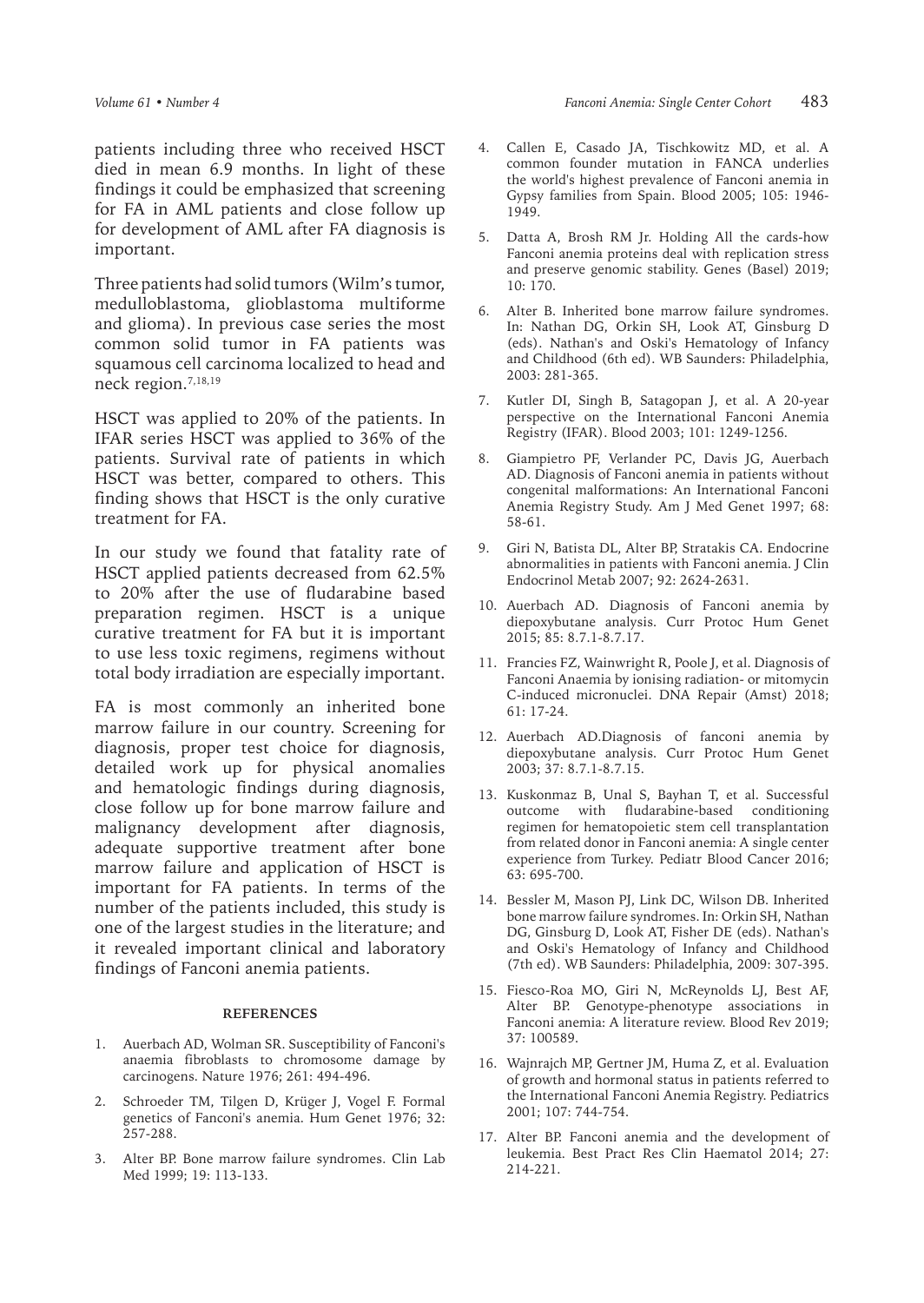patients including three who received HSCT died in mean 6.9 months. In light of these findings it could be emphasized that screening for FA in AML patients and close follow up for development of AML after FA diagnosis is important.

Three patients had solid tumors (Wilm's tumor, medulloblastoma, glioblastoma multiforme and glioma). In previous case series the most common solid tumor in FA patients was squamous cell carcinoma localized to head and neck region.[7,18,19]

HSCT was applied to 20% of the patients. In IFAR series HSCT was applied to 36% of the patients. Survival rate of patients in which HSCT was better, compared to others. This finding shows that HSCT is the only curative treatment for FA.

In our study we found that fatality rate of HSCT applied patients decreased from 62.5% to 20% after the use of fludarabine based preparation regimen. HSCT is a unique curative treatment for FA but it is important to use less toxic regimens, regimens without total body irradiation are especially important.

FA is most commonly an inherited bone marrow failure in our country. Screening for diagnosis, proper test choice for diagnosis, detailed work up for physical anomalies and hematologic findings during diagnosis, close follow up for bone marrow failure and malignancy development after diagnosis, adequate supportive treatment after bone marrow failure and application of HSCT is important for FA patients. In terms of the number of the patients included, this study is one of the largest studies in the literature; and it revealed important clinical and laboratory findings of Fanconi anemia patients.

## REFERENCES

1. Auerbach AD, Wolman SR. Susceptibility of Fanconi's anaemia fibroblasts to chromosome damage by carcinogens. Nature 1976; 261: 494-496.
2. Schroeder TM, Tilgen D, Krüger J, Vogel F. Formal genetics of Fanconi's anemia. Hum Genet 1976; 32: 257-288.
3. Alter BP. Bone marrow failure syndromes. Clin Lab Med 1999; 19: 113-133.
4. Callen E, Casado JA, Tischkowitz MD, et al. A common founder mutation in FANCA underlies the world's highest prevalence of Fanconi anemia in Gypsy families from Spain. Blood 2005; 105: 1946-1949.
5. Datta A, Brosh RM Jr. Holding All the cards-how Fanconi anemia proteins deal with replication stress and preserve genomic stability. Genes (Basel) 2019; 10: 170.
6. Alter B. Inherited bone marrow failure syndromes. In: Nathan DG, Orkin SH, Look AT, Ginsburg D (eds). Nathan's and Oski's Hematology of Infancy and Childhood (6th ed). WB Saunders: Philadelphia, 2003: 281-365.
7. Kutler DI, Singh B, Satagopan J, et al. A 20-year perspective on the International Fanconi Anemia Registry (IFAR). Blood 2003; 101: 1249-1256.
8. Giampietro PF, Verlander PC, Davis JG, Auerbach AD. Diagnosis of Fanconi anemia in patients without congenital malformations: An International Fanconi Anemia Registry Study. Am J Med Genet 1997; 68: 58-61.
9. Giri N, Batista DL, Alter BP, Stratakis CA. Endocrine abnormalities in patients with Fanconi anemia. J Clin Endocrinol Metab 2007; 92: 2624-2631.
10. Auerbach AD. Diagnosis of Fanconi anemia by diepoxybutane analysis. Curr Protoc Hum Genet 2015; 85: 8.7.1-8.7.17.
11. Francies FZ, Wainwright R, Poole J, et al. Diagnosis of Fanconi Anaemia by ionising radiation- or mitomycin C-induced micronuclei. DNA Repair (Amst) 2018; 61: 17-24.
12. Auerbach AD.Diagnosis of fanconi anemia by diepoxybutane analysis. Curr Protoc Hum Genet 2003; 37: 8.7.1-8.7.15.
13. Kuskonmaz B, Unal S, Bayhan T, et al. Successful outcome with fludarabine-based conditioning regimen for hematopoietic stem cell transplantation from related donor in Fanconi anemia: A single center experience from Turkey. Pediatr Blood Cancer 2016; 63: 695-700.
14. Bessler M, Mason PJ, Link DC, Wilson DB. Inherited bone marrow failure syndromes. In: Orkin SH, Nathan DG, Ginsburg D, Look AT, Fisher DE (eds). Nathan's and Oski's Hematology of Infancy and Childhood (7th ed). WB Saunders: Philadelphia, 2009: 307-395.
15. Fiesco-Roa MO, Giri N, McReynolds LJ, Best AF, Alter BP. Genotype-phenotype associations in Fanconi anemia: A literature review. Blood Rev 2019; 37: 100589.
16. Wajnrajch MP, Gertner JM, Huma Z, et al. Evaluation of growth and hormonal status in patients referred to the International Fanconi Anemia Registry. Pediatrics 2001; 107: 744-754.
17. Alter BP. Fanconi anemia and the development of leukemia. Best Pract Res Clin Haematol 2014; 27: 214-221.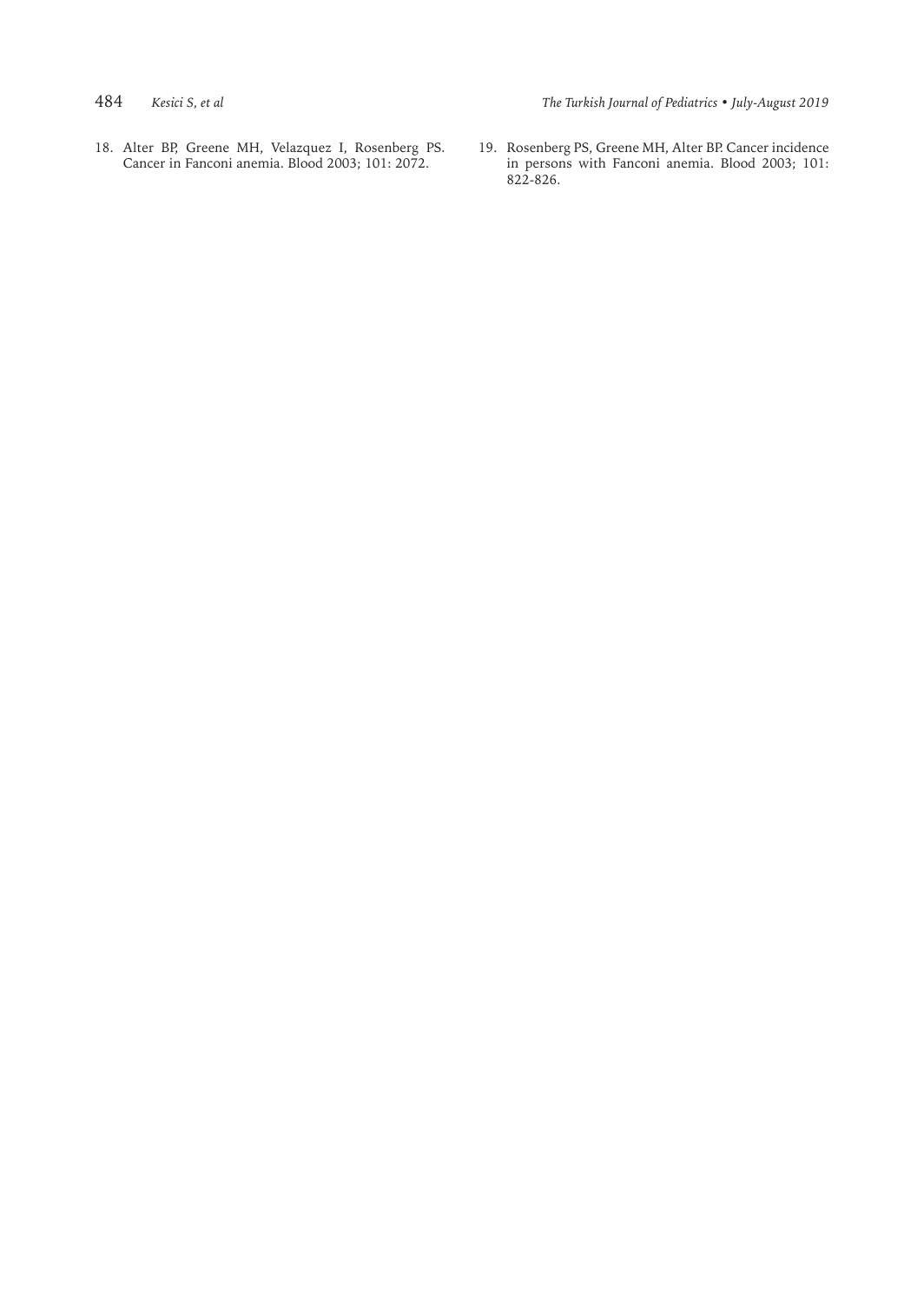18. Alter BP, Greene MH, Velazquez I, Rosenberg PS. Cancer in Fanconi anemia. Blood 2003; 101: 2072.
19. Rosenberg PS, Greene MH, Alter BP. Cancer incidence in persons with Fanconi anemia. Blood 2003; 101: 822-826.